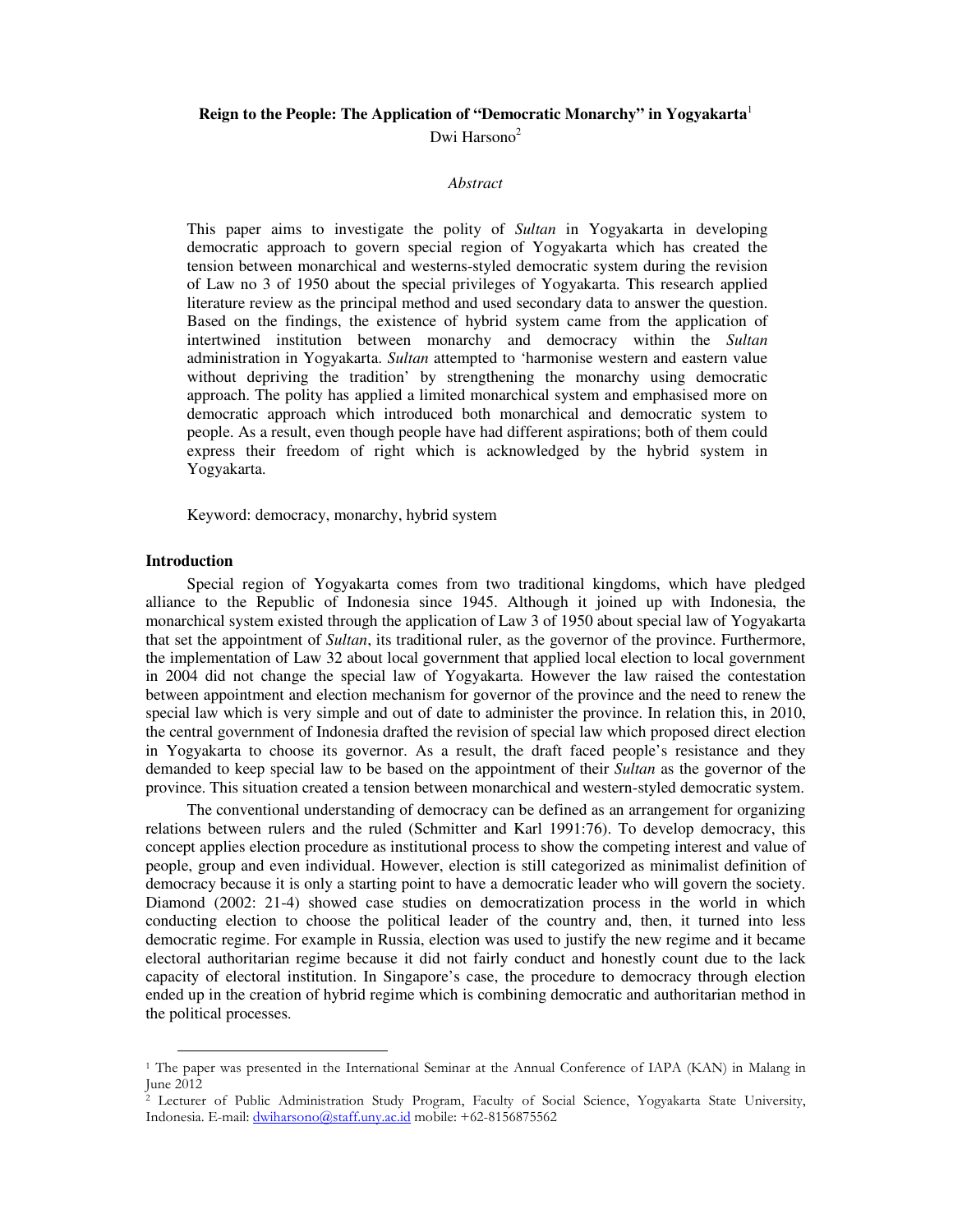# Reign to the People: The Application of "Democratic Monarchy" in Yogyakarta[1]

Dwi Harsono[2]

*Abstract*

This paper aims to investigate the polity of *Sultan* in Yogyakarta in developing democratic approach to govern special region of Yogyakarta which has created the tension between monarchical and westerns-styled democratic system during the revision of Law no 3 of 1950 about the special privileges of Yogyakarta. This research applied literature review as the principal method and used secondary data to answer the question. Based on the findings, the existence of hybrid system came from the application of intertwined institution between monarchy and democracy within the *Sultan* administration in Yogyakarta. *Sultan* attempted to 'harmonise western and eastern value without depriving the tradition' by strengthening the monarchy using democratic approach. The polity has applied a limited monarchical system and emphasised more on democratic approach which introduced both monarchical and democratic system to people. As a result, even though people have had different aspirations; both of them could express their freedom of right which is acknowledged by the hybrid system in Yogyakarta.

Keyword: democracy, monarchy, hybrid system

## Introduction

Special region of Yogyakarta comes from two traditional kingdoms, which have pledged alliance to the Republic of Indonesia since 1945. Although it joined up with Indonesia, the monarchical system existed through the application of Law 3 of 1950 about special law of Yogyakarta that set the appointment of *Sultan*, its traditional ruler, as the governor of the province. Furthermore, the implementation of Law 32 about local government that applied local election to local government in 2004 did not change the special law of Yogyakarta. However the law raised the contestation between appointment and election mechanism for governor of the province and the need to renew the special law which is very simple and out of date to administer the province. In relation this, in 2010, the central government of Indonesia drafted the revision of special law which proposed direct election in Yogyakarta to choose its governor. As a result, the draft faced people's resistance and they demanded to keep special law to be based on the appointment of their *Sultan* as the governor of the province. This situation created a tension between monarchical and western-styled democratic system.

The conventional understanding of democracy can be defined as an arrangement for organizing relations between rulers and the ruled (Schmitter and Karl 1991:76). To develop democracy, this concept applies election procedure as institutional process to show the competing interest and value of people, group and even individual. However, election is still categorized as minimalist definition of democracy because it is only a starting point to have a democratic leader who will govern the society. Diamond (2002: 21-4) showed case studies on democratization process in the world in which conducting election to choose the political leader of the country and, then, it turned into less democratic regime. For example in Russia, election was used to justify the new regime and it became electoral authoritarian regime because it did not fairly conduct and honestly count due to the lack capacity of electoral institution. In Singapore's case, the procedure to democracy through election ended up in the creation of hybrid regime which is combining democratic and authoritarian method in the political processes.

---

[1] The paper was presented in the International Seminar at the Annual Conference of IAPA (KAN) in Malang in June 2012

[2] Lecturer of Public Administration Study Program, Faculty of Social Science, Yogyakarta State University, Indonesia. E-mail: dwiharsono@staff.uny.ac.id mobile: +62-8156875562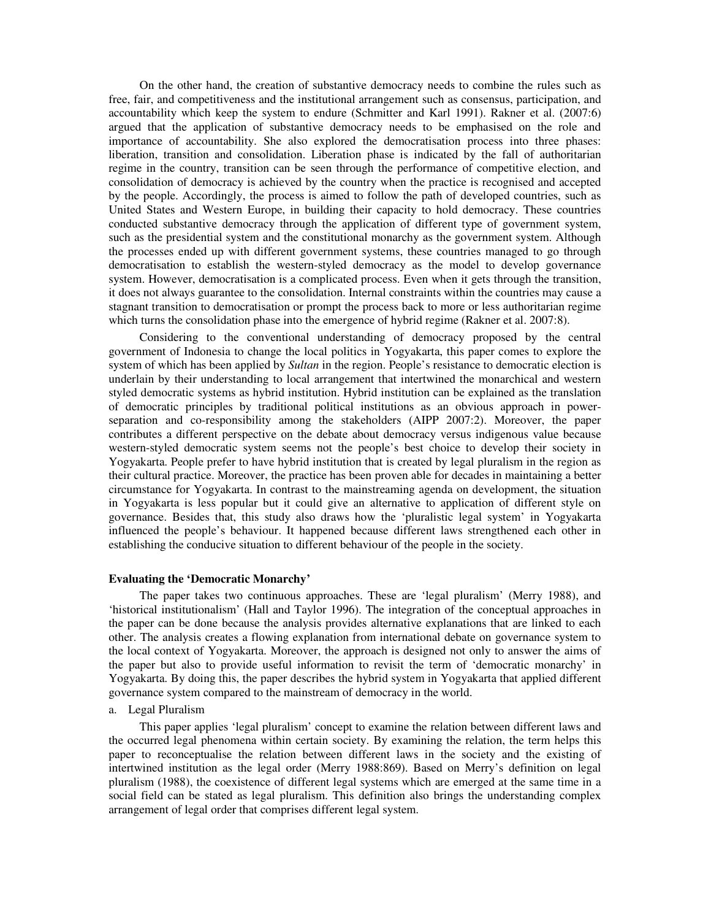On the other hand, the creation of substantive democracy needs to combine the rules such as free, fair, and competitiveness and the institutional arrangement such as consensus, participation, and accountability which keep the system to endure (Schmitter and Karl 1991). Rakner et al. (2007:6) argued that the application of substantive democracy needs to be emphasised on the role and importance of accountability. She also explored the democratisation process into three phases: liberation, transition and consolidation. Liberation phase is indicated by the fall of authoritarian regime in the country, transition can be seen through the performance of competitive election, and consolidation of democracy is achieved by the country when the practice is recognised and accepted by the people. Accordingly, the process is aimed to follow the path of developed countries, such as United States and Western Europe, in building their capacity to hold democracy. These countries conducted substantive democracy through the application of different type of government system, such as the presidential system and the constitutional monarchy as the government system. Although the processes ended up with different government systems, these countries managed to go through democratisation to establish the western-styled democracy as the model to develop governance system. However, democratisation is a complicated process. Even when it gets through the transition, it does not always guarantee to the consolidation. Internal constraints within the countries may cause a stagnant transition to democratisation or prompt the process back to more or less authoritarian regime which turns the consolidation phase into the emergence of hybrid regime (Rakner et al. 2007:8).

Considering to the conventional understanding of democracy proposed by the central government of Indonesia to change the local politics in Yogyakarta, this paper comes to explore the system of which has been applied by *Sultan* in the region. People's resistance to democratic election is underlain by their understanding to local arrangement that intertwined the monarchical and western styled democratic systems as hybrid institution. Hybrid institution can be explained as the translation of democratic principles by traditional political institutions as an obvious approach in power-separation and co-responsibility among the stakeholders (AIPP 2007:2). Moreover, the paper contributes a different perspective on the debate about democracy versus indigenous value because western-styled democratic system seems not the people's best choice to develop their society in Yogyakarta. People prefer to have hybrid institution that is created by legal pluralism in the region as their cultural practice. Moreover, the practice has been proven able for decades in maintaining a better circumstance for Yogyakarta. In contrast to the mainstreaming agenda on development, the situation in Yogyakarta is less popular but it could give an alternative to application of different style on governance. Besides that, this study also draws how the 'pluralistic legal system' in Yogyakarta influenced the people's behaviour. It happened because different laws strengthened each other in establishing the conducive situation to different behaviour of the people in the society.

## Evaluating the 'Democratic Monarchy'

The paper takes two continuous approaches. These are 'legal pluralism' (Merry 1988), and 'historical institutionalism' (Hall and Taylor 1996). The integration of the conceptual approaches in the paper can be done because the analysis provides alternative explanations that are linked to each other. The analysis creates a flowing explanation from international debate on governance system to the local context of Yogyakarta. Moreover, the approach is designed not only to answer the aims of the paper but also to provide useful information to revisit the term of 'democratic monarchy' in Yogyakarta. By doing this, the paper describes the hybrid system in Yogyakarta that applied different governance system compared to the mainstream of democracy in the world.

### a. Legal Pluralism

This paper applies 'legal pluralism' concept to examine the relation between different laws and the occurred legal phenomena within certain society. By examining the relation, the term helps this paper to reconceptualise the relation between different laws in the society and the existing of intertwined institution as the legal order (Merry 1988:869). Based on Merry's definition on legal pluralism (1988), the coexistence of different legal systems which are emerged at the same time in a social field can be stated as legal pluralism. This definition also brings the understanding complex arrangement of legal order that comprises different legal system.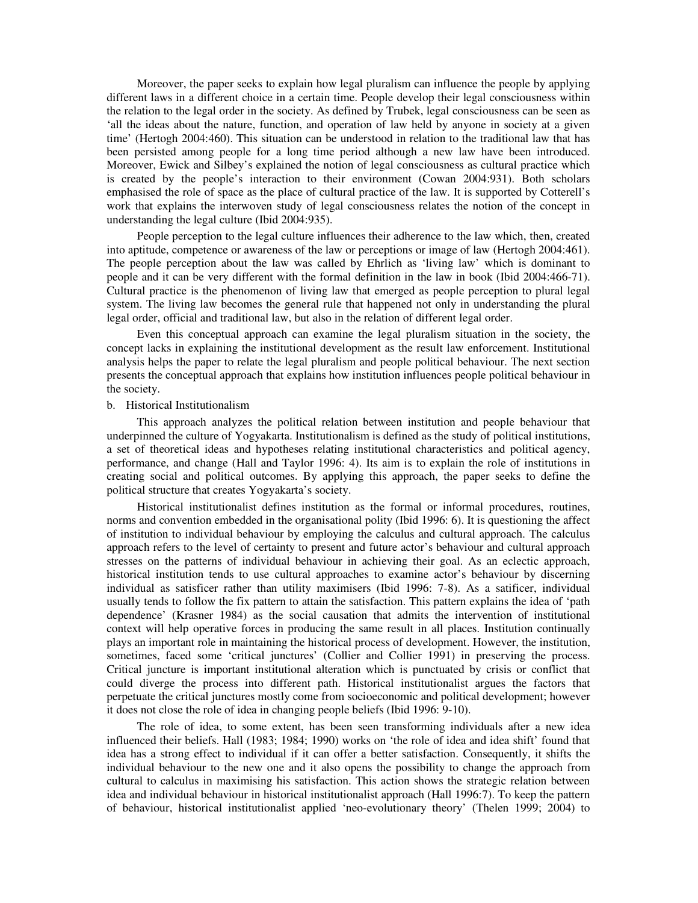Moreover, the paper seeks to explain how legal pluralism can influence the people by applying different laws in a different choice in a certain time. People develop their legal consciousness within the relation to the legal order in the society. As defined by Trubek, legal consciousness can be seen as 'all the ideas about the nature, function, and operation of law held by anyone in society at a given time' (Hertogh 2004:460). This situation can be understood in relation to the traditional law that has been persisted among people for a long time period although a new law have been introduced. Moreover, Ewick and Silbey's explained the notion of legal consciousness as cultural practice which is created by the people's interaction to their environment (Cowan 2004:931). Both scholars emphasised the role of space as the place of cultural practice of the law. It is supported by Cotterell's work that explains the interwoven study of legal consciousness relates the notion of the concept in understanding the legal culture (Ibid 2004:935).

People perception to the legal culture influences their adherence to the law which, then, created into aptitude, competence or awareness of the law or perceptions or image of law (Hertogh 2004:461). The people perception about the law was called by Ehrlich as 'living law' which is dominant to people and it can be very different with the formal definition in the law in book (Ibid 2004:466-71). Cultural practice is the phenomenon of living law that emerged as people perception to plural legal system. The living law becomes the general rule that happened not only in understanding the plural legal order, official and traditional law, but also in the relation of different legal order.

Even this conceptual approach can examine the legal pluralism situation in the society, the concept lacks in explaining the institutional development as the result law enforcement. Institutional analysis helps the paper to relate the legal pluralism and people political behaviour. The next section presents the conceptual approach that explains how institution influences people political behaviour in the society.

b. Historical Institutionalism

This approach analyzes the political relation between institution and people behaviour that underpinned the culture of Yogyakarta. Institutionalism is defined as the study of political institutions, a set of theoretical ideas and hypotheses relating institutional characteristics and political agency, performance, and change (Hall and Taylor 1996: 4). Its aim is to explain the role of institutions in creating social and political outcomes. By applying this approach, the paper seeks to define the political structure that creates Yogyakarta's society.

Historical institutionalist defines institution as the formal or informal procedures, routines, norms and convention embedded in the organisational polity (Ibid 1996: 6). It is questioning the affect of institution to individual behaviour by employing the calculus and cultural approach. The calculus approach refers to the level of certainty to present and future actor's behaviour and cultural approach stresses on the patterns of individual behaviour in achieving their goal. As an eclectic approach, historical institution tends to use cultural approaches to examine actor's behaviour by discerning individual as satisficer rather than utility maximisers (Ibid 1996: 7-8). As a satificer, individual usually tends to follow the fix pattern to attain the satisfaction. This pattern explains the idea of 'path dependence' (Krasner 1984) as the social causation that admits the intervention of institutional context will help operative forces in producing the same result in all places. Institution continually plays an important role in maintaining the historical process of development. However, the institution, sometimes, faced some 'critical junctures' (Collier and Collier 1991) in preserving the process. Critical juncture is important institutional alteration which is punctuated by crisis or conflict that could diverge the process into different path. Historical institutionalist argues the factors that perpetuate the critical junctures mostly come from socioeconomic and political development; however it does not close the role of idea in changing people beliefs (Ibid 1996: 9-10).

The role of idea, to some extent, has been seen transforming individuals after a new idea influenced their beliefs. Hall (1983; 1984; 1990) works on 'the role of idea and idea shift' found that idea has a strong effect to individual if it can offer a better satisfaction. Consequently, it shifts the individual behaviour to the new one and it also opens the possibility to change the approach from cultural to calculus in maximising his satisfaction. This action shows the strategic relation between idea and individual behaviour in historical institutionalist approach (Hall 1996:7). To keep the pattern of behaviour, historical institutionalist applied 'neo-evolutionary theory' (Thelen 1999; 2004) to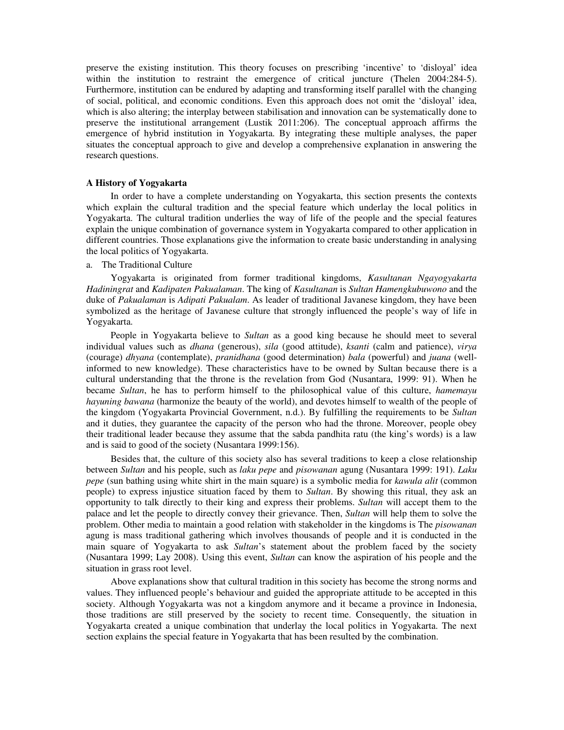preserve the existing institution. This theory focuses on prescribing 'incentive' to 'disloyal' idea within the institution to restraint the emergence of critical juncture (Thelen 2004:284-5). Furthermore, institution can be endured by adapting and transforming itself parallel with the changing of social, political, and economic conditions. Even this approach does not omit the 'disloyal' idea, which is also altering; the interplay between stabilisation and innovation can be systematically done to preserve the institutional arrangement (Lustik 2011:206). The conceptual approach affirms the emergence of hybrid institution in Yogyakarta. By integrating these multiple analyses, the paper situates the conceptual approach to give and develop a comprehensive explanation in answering the research questions.

### A History of Yogyakarta

In order to have a complete understanding on Yogyakarta, this section presents the contexts which explain the cultural tradition and the special feature which underlay the local politics in Yogyakarta. The cultural tradition underlies the way of life of the people and the special features explain the unique combination of governance system in Yogyakarta compared to other application in different countries. Those explanations give the information to create basic understanding in analysing the local politics of Yogyakarta.

a. The Traditional Culture

Yogyakarta is originated from former traditional kingdoms, *Kasultanan Ngayogyakarta Hadiningrat* and *Kadipaten Pakualaman*. The king of *Kasultanan* is *Sultan Hamengkubuwono* and the duke of *Pakualaman* is *Adipati Pakualam*. As leader of traditional Javanese kingdom, they have been symbolized as the heritage of Javanese culture that strongly influenced the people's way of life in Yogyakarta.

People in Yogyakarta believe to *Sultan* as a good king because he should meet to several individual values such as *dhana* (generous), *sila* (good attitude), *ksanti* (calm and patience), *virya* (courage) *dhyana* (contemplate), *pranidhana* (good determination) *bala* (powerful) and *juana* (well-informed to new knowledge). These characteristics have to be owned by Sultan because there is a cultural understanding that the throne is the revelation from God (Nusantara, 1999: 91). When he became *Sultan*, he has to perform himself to the philosophical value of this culture, *hamemayu hayuning bawana* (harmonize the beauty of the world), and devotes himself to wealth of the people of the kingdom (Yogyakarta Provincial Government, n.d.). By fulfilling the requirements to be *Sultan* and it duties, they guarantee the capacity of the person who had the throne. Moreover, people obey their traditional leader because they assume that the sabda pandhita ratu (the king's words) is a law and is said to good of the society (Nusantara 1999:156).

Besides that, the culture of this society also has several traditions to keep a close relationship between *Sultan* and his people, such as *laku pepe* and *pisowanan* agung (Nusantara 1999: 191). *Laku pepe* (sun bathing using white shirt in the main square) is a symbolic media for *kawula alit* (common people) to express injustice situation faced by them to *Sultan*. By showing this ritual, they ask an opportunity to talk directly to their king and express their problems. *Sultan* will accept them to the palace and let the people to directly convey their grievance. Then, *Sultan* will help them to solve the problem. Other media to maintain a good relation with stakeholder in the kingdoms is The *pisowanan* agung is mass traditional gathering which involves thousands of people and it is conducted in the main square of Yogyakarta to ask *Sultan*'s statement about the problem faced by the society (Nusantara 1999; Lay 2008). Using this event, *Sultan* can know the aspiration of his people and the situation in grass root level.

Above explanations show that cultural tradition in this society has become the strong norms and values. They influenced people's behaviour and guided the appropriate attitude to be accepted in this society. Although Yogyakarta was not a kingdom anymore and it became a province in Indonesia, those traditions are still preserved by the society to recent time. Consequently, the situation in Yogyakarta created a unique combination that underlay the local politics in Yogyakarta. The next section explains the special feature in Yogyakarta that has been resulted by the combination.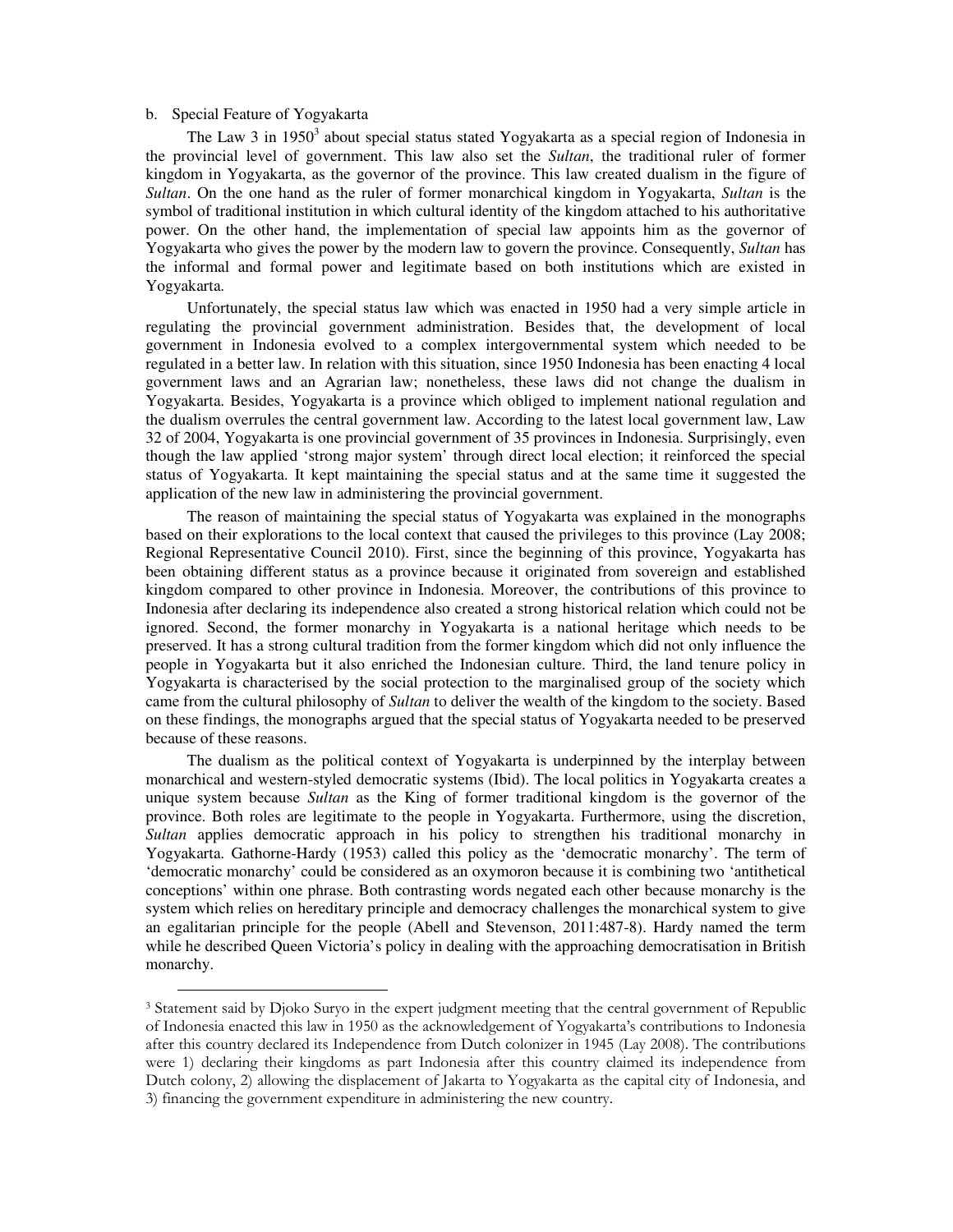b. Special Feature of Yogyakarta

The Law 3 in 1950[3] about special status stated Yogyakarta as a special region of Indonesia in the provincial level of government. This law also set the *Sultan*, the traditional ruler of former kingdom in Yogyakarta, as the governor of the province. This law created dualism in the figure of *Sultan*. On the one hand as the ruler of former monarchical kingdom in Yogyakarta, *Sultan* is the symbol of traditional institution in which cultural identity of the kingdom attached to his authoritative power. On the other hand, the implementation of special law appoints him as the governor of Yogyakarta who gives the power by the modern law to govern the province. Consequently, *Sultan* has the informal and formal power and legitimate based on both institutions which are existed in Yogyakarta.

Unfortunately, the special status law which was enacted in 1950 had a very simple article in regulating the provincial government administration. Besides that, the development of local government in Indonesia evolved to a complex intergovernmental system which needed to be regulated in a better law. In relation with this situation, since 1950 Indonesia has been enacting 4 local government laws and an Agrarian law; nonetheless, these laws did not change the dualism in Yogyakarta. Besides, Yogyakarta is a province which obliged to implement national regulation and the dualism overrules the central government law. According to the latest local government law, Law 32 of 2004, Yogyakarta is one provincial government of 35 provinces in Indonesia. Surprisingly, even though the law applied 'strong major system' through direct local election; it reinforced the special status of Yogyakarta. It kept maintaining the special status and at the same time it suggested the application of the new law in administering the provincial government.

The reason of maintaining the special status of Yogyakarta was explained in the monographs based on their explorations to the local context that caused the privileges to this province (Lay 2008; Regional Representative Council 2010). First, since the beginning of this province, Yogyakarta has been obtaining different status as a province because it originated from sovereign and established kingdom compared to other province in Indonesia. Moreover, the contributions of this province to Indonesia after declaring its independence also created a strong historical relation which could not be ignored. Second, the former monarchy in Yogyakarta is a national heritage which needs to be preserved. It has a strong cultural tradition from the former kingdom which did not only influence the people in Yogyakarta but it also enriched the Indonesian culture. Third, the land tenure policy in Yogyakarta is characterised by the social protection to the marginalised group of the society which came from the cultural philosophy of *Sultan* to deliver the wealth of the kingdom to the society. Based on these findings, the monographs argued that the special status of Yogyakarta needed to be preserved because of these reasons.

The dualism as the political context of Yogyakarta is underpinned by the interplay between monarchical and western-styled democratic systems (Ibid). The local politics in Yogyakarta creates a unique system because *Sultan* as the King of former traditional kingdom is the governor of the province. Both roles are legitimate to the people in Yogyakarta. Furthermore, using the discretion, *Sultan* applies democratic approach in his policy to strengthen his traditional monarchy in Yogyakarta. Gathorne-Hardy (1953) called this policy as the 'democratic monarchy'. The term of 'democratic monarchy' could be considered as an oxymoron because it is combining two 'antithetical conceptions' within one phrase. Both contrasting words negated each other because monarchy is the system which relies on hereditary principle and democracy challenges the monarchical system to give an egalitarian principle for the people (Abell and Stevenson, 2011:487-8). Hardy named the term while he described Queen Victoria's policy in dealing with the approaching democratisation in British monarchy.

---

[3] Statement said by Djoko Suryo in the expert judgment meeting that the central government of Republic of Indonesia enacted this law in 1950 as the acknowledgement of Yogyakarta's contributions to Indonesia after this country declared its Independence from Dutch colonizer in 1945 (Lay 2008). The contributions were 1) declaring their kingdoms as part Indonesia after this country claimed its independence from Dutch colony, 2) allowing the displacement of Jakarta to Yogyakarta as the capital city of Indonesia, and 3) financing the government expenditure in administering the new country.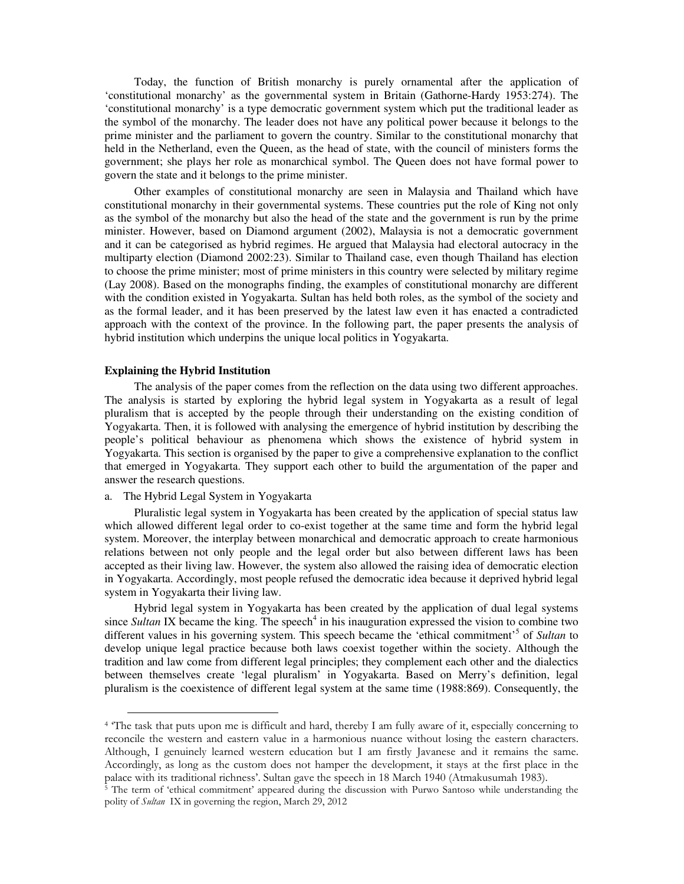Today, the function of British monarchy is purely ornamental after the application of 'constitutional monarchy' as the governmental system in Britain (Gathorne-Hardy 1953:274). The 'constitutional monarchy' is a type democratic government system which put the traditional leader as the symbol of the monarchy. The leader does not have any political power because it belongs to the prime minister and the parliament to govern the country. Similar to the constitutional monarchy that held in the Netherland, even the Queen, as the head of state, with the council of ministers forms the government; she plays her role as monarchical symbol. The Queen does not have formal power to govern the state and it belongs to the prime minister.

Other examples of constitutional monarchy are seen in Malaysia and Thailand which have constitutional monarchy in their governmental systems. These countries put the role of King not only as the symbol of the monarchy but also the head of the state and the government is run by the prime minister. However, based on Diamond argument (2002), Malaysia is not a democratic government and it can be categorised as hybrid regimes. He argued that Malaysia had electoral autocracy in the multiparty election (Diamond 2002:23). Similar to Thailand case, even though Thailand has election to choose the prime minister; most of prime ministers in this country were selected by military regime (Lay 2008). Based on the monographs finding, the examples of constitutional monarchy are different with the condition existed in Yogyakarta. Sultan has held both roles, as the symbol of the society and as the formal leader, and it has been preserved by the latest law even it has enacted a contradicted approach with the context of the province. In the following part, the paper presents the analysis of hybrid institution which underpins the unique local politics in Yogyakarta.

**Explaining the Hybrid Institution**

The analysis of the paper comes from the reflection on the data using two different approaches. The analysis is started by exploring the hybrid legal system in Yogyakarta as a result of legal pluralism that is accepted by the people through their understanding on the existing condition of Yogyakarta. Then, it is followed with analysing the emergence of hybrid institution by describing the people's political behaviour as phenomena which shows the existence of hybrid system in Yogyakarta. This section is organised by the paper to give a comprehensive explanation to the conflict that emerged in Yogyakarta. They support each other to build the argumentation of the paper and answer the research questions.

a. The Hybrid Legal System in Yogyakarta

Pluralistic legal system in Yogyakarta has been created by the application of special status law which allowed different legal order to co-exist together at the same time and form the hybrid legal system. Moreover, the interplay between monarchical and democratic approach to create harmonious relations between not only people and the legal order but also between different laws has been accepted as their living law. However, the system also allowed the raising idea of democratic election in Yogyakarta. Accordingly, most people refused the democratic idea because it deprived hybrid legal system in Yogyakarta their living law.

Hybrid legal system in Yogyakarta has been created by the application of dual legal systems since *Sultan* IX became the king. The speech[4] in his inauguration expressed the vision to combine two different values in his governing system. This speech became the 'ethical commitment'[5] of *Sultan* to develop unique legal practice because both laws coexist together within the society. Although the tradition and law come from different legal principles; they complement each other and the dialectics between themselves create 'legal pluralism' in Yogyakarta. Based on Merry's definition, legal pluralism is the coexistence of different legal system at the same time (1988:869). Consequently, the

[4] 'The task that puts upon me is difficult and hard, thereby I am fully aware of it, especially concerning to reconcile the western and eastern value in a harmonious nuance without losing the eastern characters. Although, I genuinely learned western education but I am firstly Javanese and it remains the same. Accordingly, as long as the custom does not hamper the development, it stays at the first place in the palace with its traditional richness'. Sultan gave the speech in 18 March 1940 (Atmakusumah 1983).

[5] The term of 'ethical commitment' appeared during the discussion with Purwo Santoso while understanding the polity of *Sultan* IX in governing the region, March 29, 2012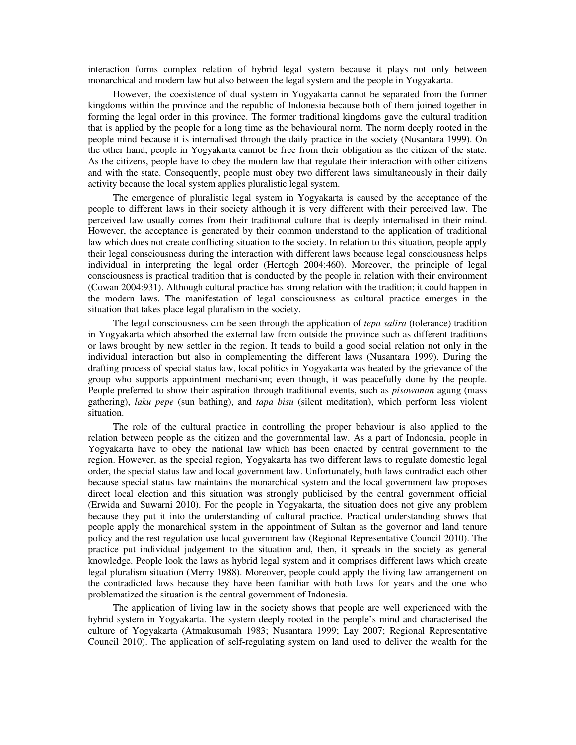interaction forms complex relation of hybrid legal system because it plays not only between monarchical and modern law but also between the legal system and the people in Yogyakarta.

However, the coexistence of dual system in Yogyakarta cannot be separated from the former kingdoms within the province and the republic of Indonesia because both of them joined together in forming the legal order in this province. The former traditional kingdoms gave the cultural tradition that is applied by the people for a long time as the behavioural norm. The norm deeply rooted in the people mind because it is internalised through the daily practice in the society (Nusantara 1999). On the other hand, people in Yogyakarta cannot be free from their obligation as the citizen of the state. As the citizens, people have to obey the modern law that regulate their interaction with other citizens and with the state. Consequently, people must obey two different laws simultaneously in their daily activity because the local system applies pluralistic legal system.

The emergence of pluralistic legal system in Yogyakarta is caused by the acceptance of the people to different laws in their society although it is very different with their perceived law. The perceived law usually comes from their traditional culture that is deeply internalised in their mind. However, the acceptance is generated by their common understand to the application of traditional law which does not create conflicting situation to the society. In relation to this situation, people apply their legal consciousness during the interaction with different laws because legal consciousness helps individual in interpreting the legal order (Hertogh 2004:460). Moreover, the principle of legal consciousness is practical tradition that is conducted by the people in relation with their environment (Cowan 2004:931). Although cultural practice has strong relation with the tradition; it could happen in the modern laws. The manifestation of legal consciousness as cultural practice emerges in the situation that takes place legal pluralism in the society.

The legal consciousness can be seen through the application of *tepa salira* (tolerance) tradition in Yogyakarta which absorbed the external law from outside the province such as different traditions or laws brought by new settler in the region. It tends to build a good social relation not only in the individual interaction but also in complementing the different laws (Nusantara 1999). During the drafting process of special status law, local politics in Yogyakarta was heated by the grievance of the group who supports appointment mechanism; even though, it was peacefully done by the people. People preferred to show their aspiration through traditional events, such as *pisowanan* agung (mass gathering), *laku pepe* (sun bathing), and *tapa bisu* (silent meditation), which perform less violent situation.

The role of the cultural practice in controlling the proper behaviour is also applied to the relation between people as the citizen and the governmental law. As a part of Indonesia, people in Yogyakarta have to obey the national law which has been enacted by central government to the region. However, as the special region, Yogyakarta has two different laws to regulate domestic legal order, the special status law and local government law. Unfortunately, both laws contradict each other because special status law maintains the monarchical system and the local government law proposes direct local election and this situation was strongly publicised by the central government official (Erwida and Suwarni 2010). For the people in Yogyakarta, the situation does not give any problem because they put it into the understanding of cultural practice. Practical understanding shows that people apply the monarchical system in the appointment of Sultan as the governor and land tenure policy and the rest regulation use local government law (Regional Representative Council 2010). The practice put individual judgement to the situation and, then, it spreads in the society as general knowledge. People look the laws as hybrid legal system and it comprises different laws which create legal pluralism situation (Merry 1988). Moreover, people could apply the living law arrangement on the contradicted laws because they have been familiar with both laws for years and the one who problematized the situation is the central government of Indonesia.

The application of living law in the society shows that people are well experienced with the hybrid system in Yogyakarta. The system deeply rooted in the people's mind and characterised the culture of Yogyakarta (Atmakusumah 1983; Nusantara 1999; Lay 2007; Regional Representative Council 2010). The application of self-regulating system on land used to deliver the wealth for the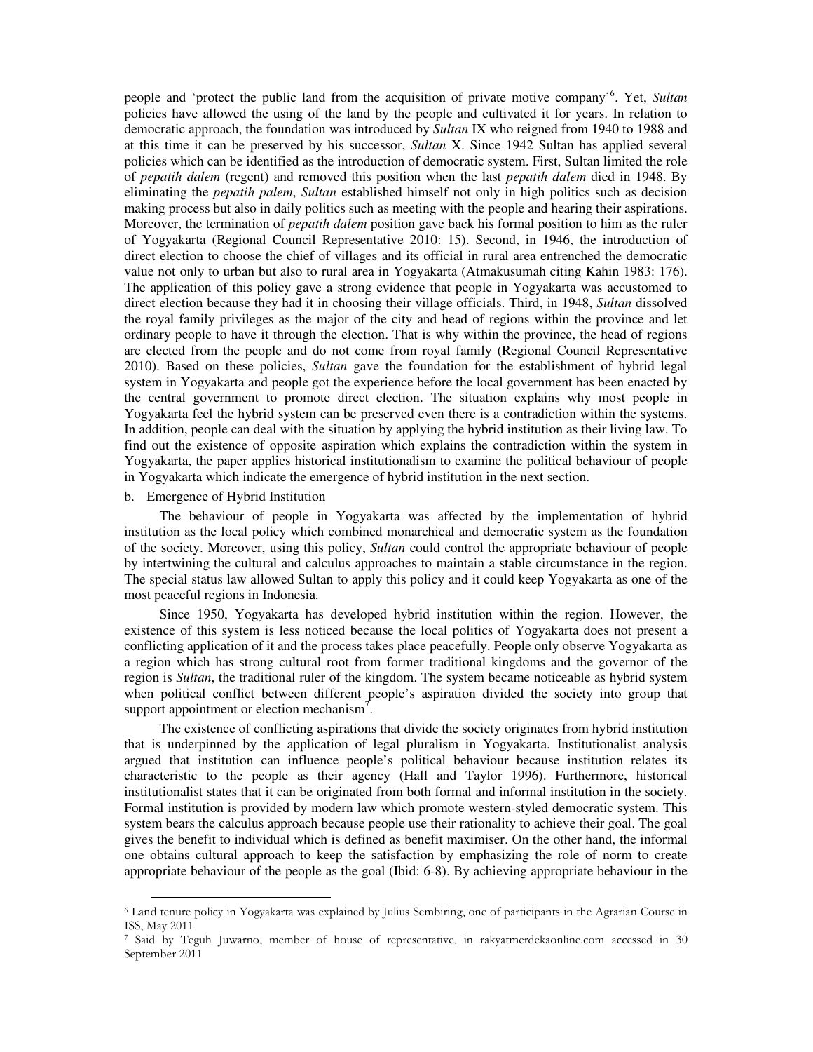people and 'protect the public land from the acquisition of private motive company'[6]. Yet, *Sultan* policies have allowed the using of the land by the people and cultivated it for years. In relation to democratic approach, the foundation was introduced by *Sultan* IX who reigned from 1940 to 1988 and at this time it can be preserved by his successor, *Sultan* X. Since 1942 Sultan has applied several policies which can be identified as the introduction of democratic system. First, Sultan limited the role of *pepatih dalem* (regent) and removed this position when the last *pepatih dalem* died in 1948. By eliminating the *pepatih palem*, *Sultan* established himself not only in high politics such as decision making process but also in daily politics such as meeting with the people and hearing their aspirations. Moreover, the termination of *pepatih dalem* position gave back his formal position to him as the ruler of Yogyakarta (Regional Council Representative 2010: 15). Second, in 1946, the introduction of direct election to choose the chief of villages and its official in rural area entrenched the democratic value not only to urban but also to rural area in Yogyakarta (Atmakusumah citing Kahin 1983: 176). The application of this policy gave a strong evidence that people in Yogyakarta was accustomed to direct election because they had it in choosing their village officials. Third, in 1948, *Sultan* dissolved the royal family privileges as the major of the city and head of regions within the province and let ordinary people to have it through the election. That is why within the province, the head of regions are elected from the people and do not come from royal family (Regional Council Representative 2010). Based on these policies, *Sultan* gave the foundation for the establishment of hybrid legal system in Yogyakarta and people got the experience before the local government has been enacted by the central government to promote direct election. The situation explains why most people in Yogyakarta feel the hybrid system can be preserved even there is a contradiction within the systems. In addition, people can deal with the situation by applying the hybrid institution as their living law. To find out the existence of opposite aspiration which explains the contradiction within the system in Yogyakarta, the paper applies historical institutionalism to examine the political behaviour of people in Yogyakarta which indicate the emergence of hybrid institution in the next section.

b. Emergence of Hybrid Institution

The behaviour of people in Yogyakarta was affected by the implementation of hybrid institution as the local policy which combined monarchical and democratic system as the foundation of the society. Moreover, using this policy, *Sultan* could control the appropriate behaviour of people by intertwining the cultural and calculus approaches to maintain a stable circumstance in the region. The special status law allowed Sultan to apply this policy and it could keep Yogyakarta as one of the most peaceful regions in Indonesia.

Since 1950, Yogyakarta has developed hybrid institution within the region. However, the existence of this system is less noticed because the local politics of Yogyakarta does not present a conflicting application of it and the process takes place peacefully. People only observe Yogyakarta as a region which has strong cultural root from former traditional kingdoms and the governor of the region is *Sultan*, the traditional ruler of the kingdom. The system became noticeable as hybrid system when political conflict between different people's aspiration divided the society into group that support appointment or election mechanism[7].

The existence of conflicting aspirations that divide the society originates from hybrid institution that is underpinned by the application of legal pluralism in Yogyakarta. Institutionalist analysis argued that institution can influence people's political behaviour because institution relates its characteristic to the people as their agency (Hall and Taylor 1996). Furthermore, historical institutionalist states that it can be originated from both formal and informal institution in the society. Formal institution is provided by modern law which promote western-styled democratic system. This system bears the calculus approach because people use their rationality to achieve their goal. The goal gives the benefit to individual which is defined as benefit maximiser. On the other hand, the informal one obtains cultural approach to keep the satisfaction by emphasizing the role of norm to create appropriate behaviour of the people as the goal (Ibid: 6-8). By achieving appropriate behaviour in the

[6] Land tenure policy in Yogyakarta was explained by Julius Sembiring, one of participants in the Agrarian Course in ISS, May 2011

[7] Said by Teguh Juwarno, member of house of representative, in rakyatmerdekaonline.com accessed in 30 September 2011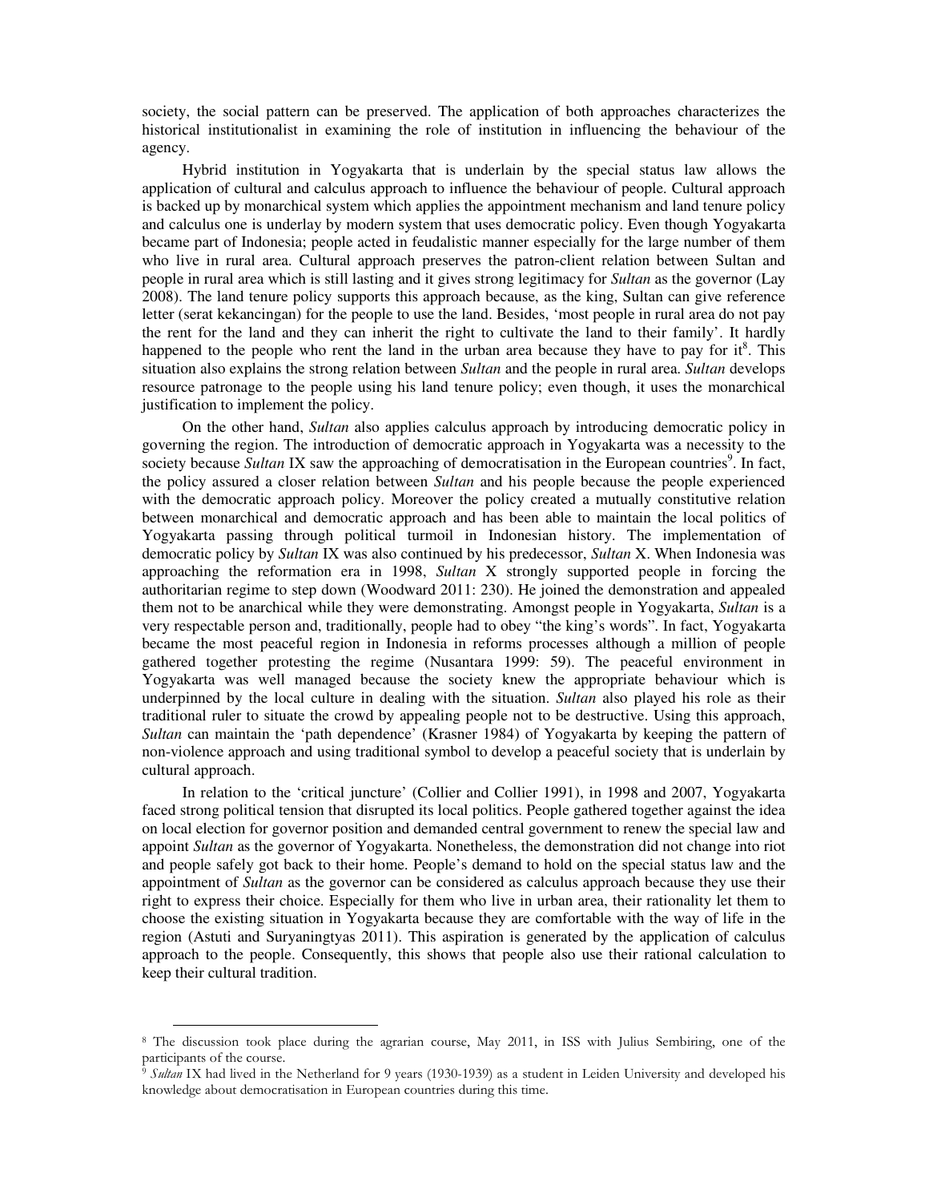society, the social pattern can be preserved. The application of both approaches characterizes the historical institutionalist in examining the role of institution in influencing the behaviour of the agency.

Hybrid institution in Yogyakarta that is underlain by the special status law allows the application of cultural and calculus approach to influence the behaviour of people. Cultural approach is backed up by monarchical system which applies the appointment mechanism and land tenure policy and calculus one is underlay by modern system that uses democratic policy. Even though Yogyakarta became part of Indonesia; people acted in feudalistic manner especially for the large number of them who live in rural area. Cultural approach preserves the patron-client relation between Sultan and people in rural area which is still lasting and it gives strong legitimacy for *Sultan* as the governor (Lay 2008). The land tenure policy supports this approach because, as the king, Sultan can give reference letter (serat kekancingan) for the people to use the land. Besides, 'most people in rural area do not pay the rent for the land and they can inherit the right to cultivate the land to their family'. It hardly happened to the people who rent the land in the urban area because they have to pay for it[8]. This situation also explains the strong relation between *Sultan* and the people in rural area. *Sultan* develops resource patronage to the people using his land tenure policy; even though, it uses the monarchical justification to implement the policy.

On the other hand, *Sultan* also applies calculus approach by introducing democratic policy in governing the region. The introduction of democratic approach in Yogyakarta was a necessity to the society because *Sultan* IX saw the approaching of democratisation in the European countries[9]. In fact, the policy assured a closer relation between *Sultan* and his people because the people experienced with the democratic approach policy. Moreover the policy created a mutually constitutive relation between monarchical and democratic approach and has been able to maintain the local politics of Yogyakarta passing through political turmoil in Indonesian history. The implementation of democratic policy by *Sultan* IX was also continued by his predecessor, *Sultan* X. When Indonesia was approaching the reformation era in 1998, *Sultan* X strongly supported people in forcing the authoritarian regime to step down (Woodward 2011: 230). He joined the demonstration and appealed them not to be anarchical while they were demonstrating. Amongst people in Yogyakarta, *Sultan* is a very respectable person and, traditionally, people had to obey "the king's words". In fact, Yogyakarta became the most peaceful region in Indonesia in reforms processes although a million of people gathered together protesting the regime (Nusantara 1999: 59). The peaceful environment in Yogyakarta was well managed because the society knew the appropriate behaviour which is underpinned by the local culture in dealing with the situation. *Sultan* also played his role as their traditional ruler to situate the crowd by appealing people not to be destructive. Using this approach, *Sultan* can maintain the 'path dependence' (Krasner 1984) of Yogyakarta by keeping the pattern of non-violence approach and using traditional symbol to develop a peaceful society that is underlain by cultural approach.

In relation to the 'critical juncture' (Collier and Collier 1991), in 1998 and 2007, Yogyakarta faced strong political tension that disrupted its local politics. People gathered together against the idea on local election for governor position and demanded central government to renew the special law and appoint *Sultan* as the governor of Yogyakarta. Nonetheless, the demonstration did not change into riot and people safely got back to their home. People's demand to hold on the special status law and the appointment of *Sultan* as the governor can be considered as calculus approach because they use their right to express their choice. Especially for them who live in urban area, their rationality let them to choose the existing situation in Yogyakarta because they are comfortable with the way of life in the region (Astuti and Suryaningtyas 2011). This aspiration is generated by the application of calculus approach to the people. Consequently, this shows that people also use their rational calculation to keep their cultural tradition.

---

[8] The discussion took place during the agrarian course, May 2011, in ISS with Julius Sembiring, one of the participants of the course.

[9] *Sultan* IX had lived in the Netherland for 9 years (1930-1939) as a student in Leiden University and developed his knowledge about democratisation in European countries during this time.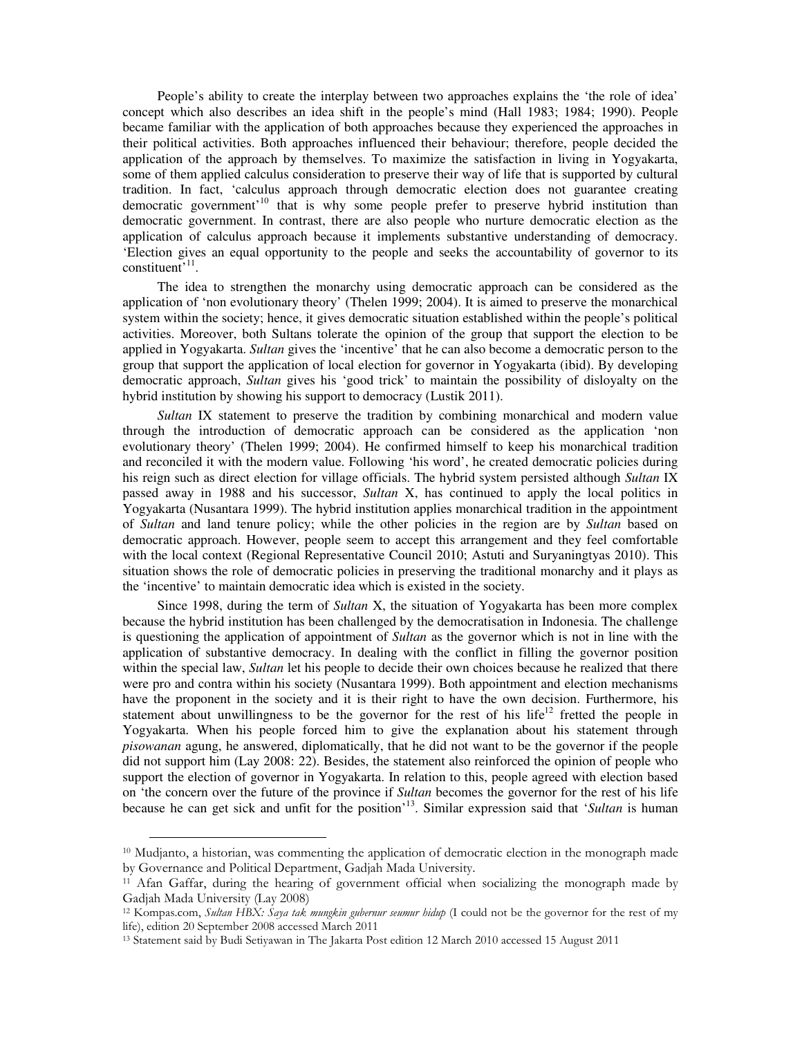People's ability to create the interplay between two approaches explains the 'the role of idea' concept which also describes an idea shift in the people's mind (Hall 1983; 1984; 1990). People became familiar with the application of both approaches because they experienced the approaches in their political activities. Both approaches influenced their behaviour; therefore, people decided the application of the approach by themselves. To maximize the satisfaction in living in Yogyakarta, some of them applied calculus consideration to preserve their way of life that is supported by cultural tradition. In fact, 'calculus approach through democratic election does not guarantee creating democratic government'[10] that is why some people prefer to preserve hybrid institution than democratic government. In contrast, there are also people who nurture democratic election as the application of calculus approach because it implements substantive understanding of democracy. 'Election gives an equal opportunity to the people and seeks the accountability of governor to its constituent'[11].

The idea to strengthen the monarchy using democratic approach can be considered as the application of 'non evolutionary theory' (Thelen 1999; 2004). It is aimed to preserve the monarchical system within the society; hence, it gives democratic situation established within the people's political activities. Moreover, both Sultans tolerate the opinion of the group that support the election to be applied in Yogyakarta. *Sultan* gives the 'incentive' that he can also become a democratic person to the group that support the application of local election for governor in Yogyakarta (ibid). By developing democratic approach, *Sultan* gives his 'good trick' to maintain the possibility of disloyalty on the hybrid institution by showing his support to democracy (Lustik 2011).

*Sultan* IX statement to preserve the tradition by combining monarchical and modern value through the introduction of democratic approach can be considered as the application 'non evolutionary theory' (Thelen 1999; 2004). He confirmed himself to keep his monarchical tradition and reconciled it with the modern value. Following 'his word', he created democratic policies during his reign such as direct election for village officials. The hybrid system persisted although *Sultan* IX passed away in 1988 and his successor, *Sultan* X, has continued to apply the local politics in Yogyakarta (Nusantara 1999). The hybrid institution applies monarchical tradition in the appointment of *Sultan* and land tenure policy; while the other policies in the region are by *Sultan* based on democratic approach. However, people seem to accept this arrangement and they feel comfortable with the local context (Regional Representative Council 2010; Astuti and Suryaningtyas 2010). This situation shows the role of democratic policies in preserving the traditional monarchy and it plays as the 'incentive' to maintain democratic idea which is existed in the society.

Since 1998, during the term of *Sultan* X, the situation of Yogyakarta has been more complex because the hybrid institution has been challenged by the democratisation in Indonesia. The challenge is questioning the application of appointment of *Sultan* as the governor which is not in line with the application of substantive democracy. In dealing with the conflict in filling the governor position within the special law, *Sultan* let his people to decide their own choices because he realized that there were pro and contra within his society (Nusantara 1999). Both appointment and election mechanisms have the proponent in the society and it is their right to have the own decision. Furthermore, his statement about unwillingness to be the governor for the rest of his life[12] fretted the people in Yogyakarta. When his people forced him to give the explanation about his statement through *pisowanan* agung, he answered, diplomatically, that he did not want to be the governor if the people did not support him (Lay 2008: 22). Besides, the statement also reinforced the opinion of people who support the election of governor in Yogyakarta. In relation to this, people agreed with election based on 'the concern over the future of the province if *Sultan* becomes the governor for the rest of his life because he can get sick and unfit for the position'[13]. Similar expression said that '*Sultan* is human

---

[10] Mudjanto, a historian, was commenting the application of democratic election in the monograph made by Governance and Political Department, Gadjah Mada University.

[11] Afan Gaffar, during the hearing of government official when socializing the monograph made by Gadjah Mada University (Lay 2008)

[12] Kompas.com, *Sultan HBX: Saya tak mungkin gubernur seumur hidup* (I could not be the governor for the rest of my life), edition 20 September 2008 accessed March 2011

[13] Statement said by Budi Setiyawan in The Jakarta Post edition 12 March 2010 accessed 15 August 2011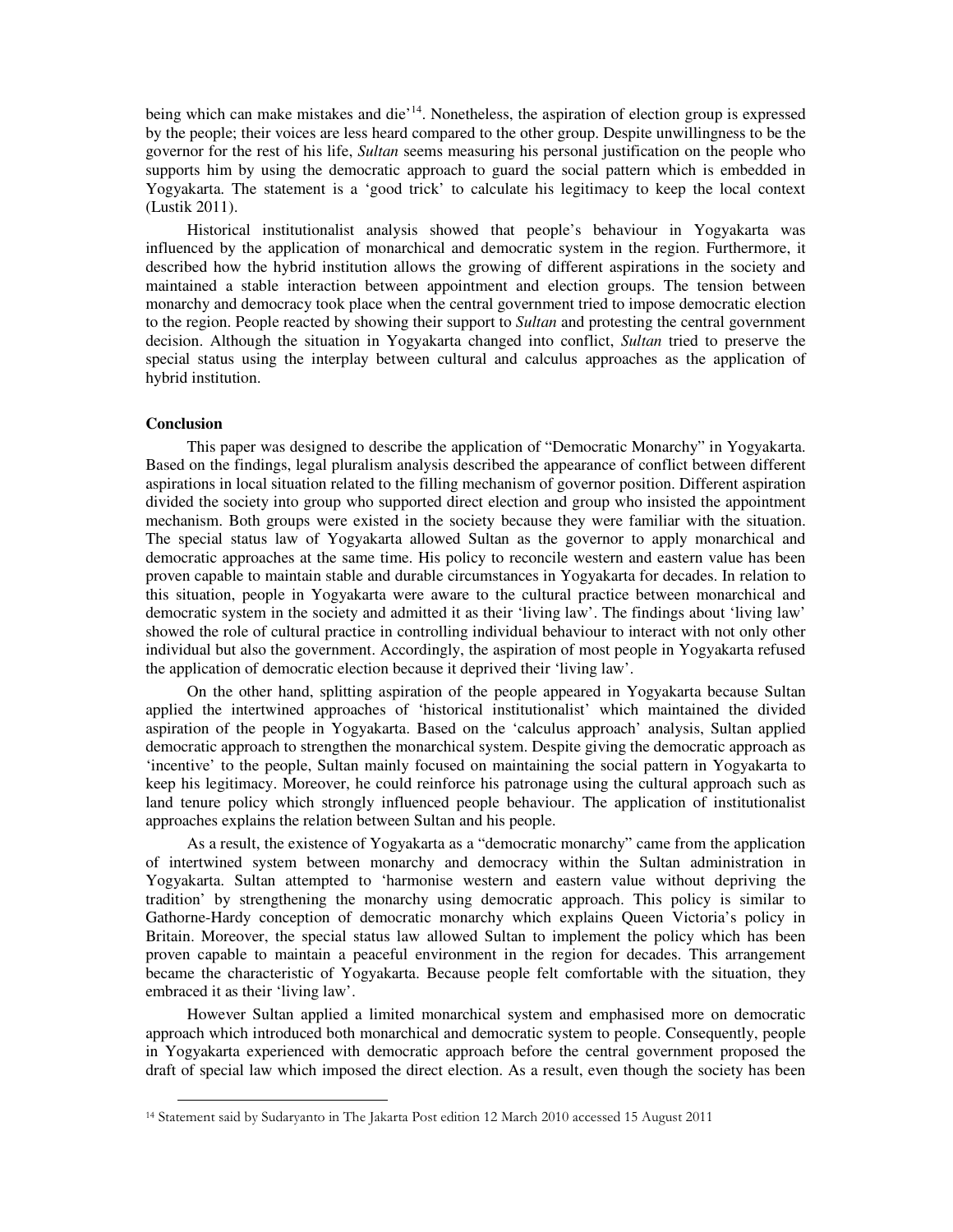being which can make mistakes and die'[14]. Nonetheless, the aspiration of election group is expressed by the people; their voices are less heard compared to the other group. Despite unwillingness to be the governor for the rest of his life, *Sultan* seems measuring his personal justification on the people who supports him by using the democratic approach to guard the social pattern which is embedded in Yogyakarta. The statement is a 'good trick' to calculate his legitimacy to keep the local context (Lustik 2011).

Historical institutionalist analysis showed that people's behaviour in Yogyakarta was influenced by the application of monarchical and democratic system in the region. Furthermore, it described how the hybrid institution allows the growing of different aspirations in the society and maintained a stable interaction between appointment and election groups. The tension between monarchy and democracy took place when the central government tried to impose democratic election to the region. People reacted by showing their support to *Sultan* and protesting the central government decision. Although the situation in Yogyakarta changed into conflict, *Sultan* tried to preserve the special status using the interplay between cultural and calculus approaches as the application of hybrid institution.

**Conclusion**

This paper was designed to describe the application of "Democratic Monarchy" in Yogyakarta. Based on the findings, legal pluralism analysis described the appearance of conflict between different aspirations in local situation related to the filling mechanism of governor position. Different aspiration divided the society into group who supported direct election and group who insisted the appointment mechanism. Both groups were existed in the society because they were familiar with the situation. The special status law of Yogyakarta allowed Sultan as the governor to apply monarchical and democratic approaches at the same time. His policy to reconcile western and eastern value has been proven capable to maintain stable and durable circumstances in Yogyakarta for decades. In relation to this situation, people in Yogyakarta were aware to the cultural practice between monarchical and democratic system in the society and admitted it as their 'living law'. The findings about 'living law' showed the role of cultural practice in controlling individual behaviour to interact with not only other individual but also the government. Accordingly, the aspiration of most people in Yogyakarta refused the application of democratic election because it deprived their 'living law'.

On the other hand, splitting aspiration of the people appeared in Yogyakarta because Sultan applied the intertwined approaches of 'historical institutionalist' which maintained the divided aspiration of the people in Yogyakarta. Based on the 'calculus approach' analysis, Sultan applied democratic approach to strengthen the monarchical system. Despite giving the democratic approach as 'incentive' to the people, Sultan mainly focused on maintaining the social pattern in Yogyakarta to keep his legitimacy. Moreover, he could reinforce his patronage using the cultural approach such as land tenure policy which strongly influenced people behaviour. The application of institutionalist approaches explains the relation between Sultan and his people.

As a result, the existence of Yogyakarta as a "democratic monarchy" came from the application of intertwined system between monarchy and democracy within the Sultan administration in Yogyakarta. Sultan attempted to 'harmonise western and eastern value without depriving the tradition' by strengthening the monarchy using democratic approach. This policy is similar to Gathorne-Hardy conception of democratic monarchy which explains Queen Victoria's policy in Britain. Moreover, the special status law allowed Sultan to implement the policy which has been proven capable to maintain a peaceful environment in the region for decades. This arrangement became the characteristic of Yogyakarta. Because people felt comfortable with the situation, they embraced it as their 'living law'.

However Sultan applied a limited monarchical system and emphasised more on democratic approach which introduced both monarchical and democratic system to people. Consequently, people in Yogyakarta experienced with democratic approach before the central government proposed the draft of special law which imposed the direct election. As a result, even though the society has been

[14] Statement said by Sudaryanto in The Jakarta Post edition 12 March 2010 accessed 15 August 2011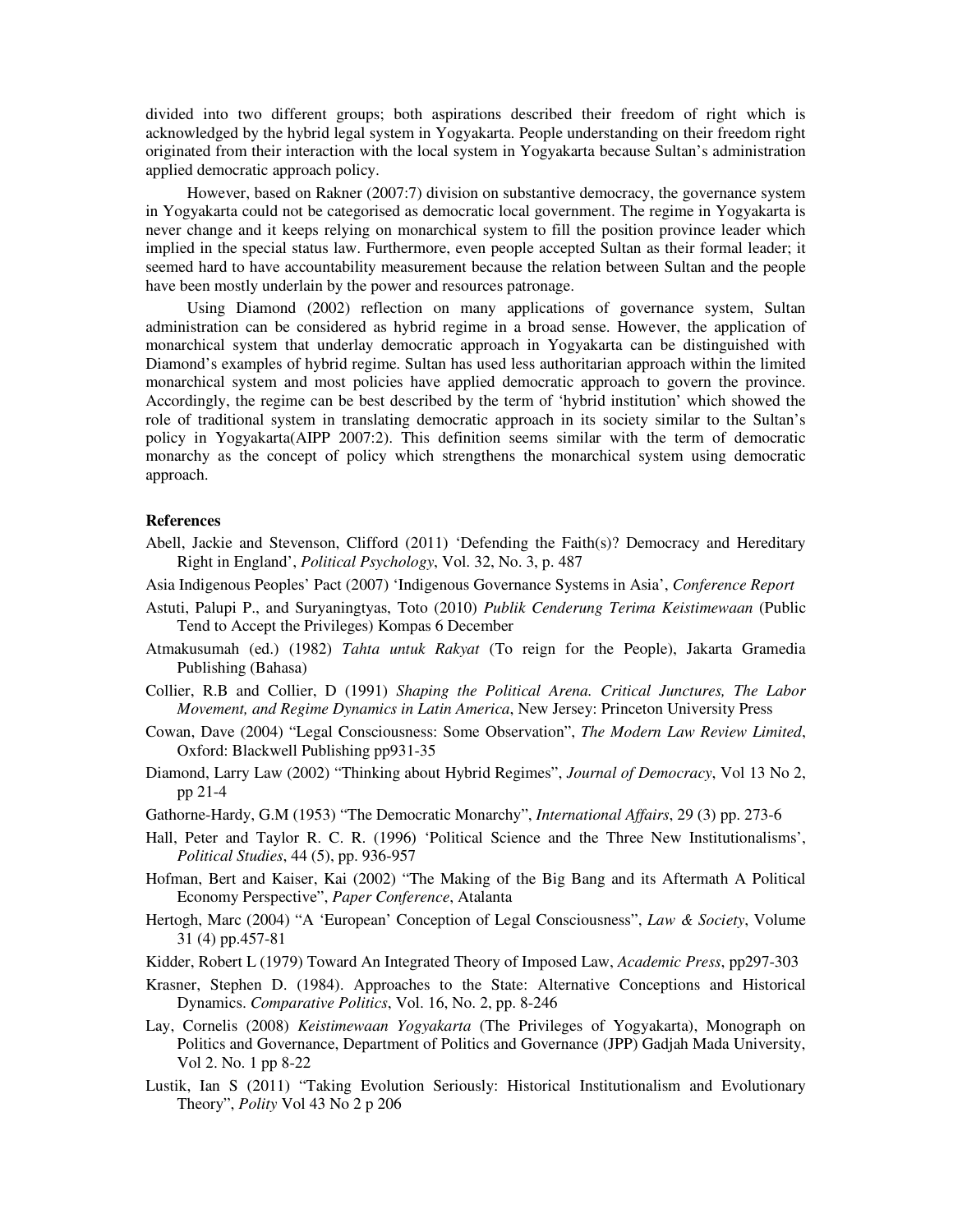divided into two different groups; both aspirations described their freedom of right which is acknowledged by the hybrid legal system in Yogyakarta. People understanding on their freedom right originated from their interaction with the local system in Yogyakarta because Sultan's administration applied democratic approach policy.

However, based on Rakner (2007:7) division on substantive democracy, the governance system in Yogyakarta could not be categorised as democratic local government. The regime in Yogyakarta is never change and it keeps relying on monarchical system to fill the position province leader which implied in the special status law. Furthermore, even people accepted Sultan as their formal leader; it seemed hard to have accountability measurement because the relation between Sultan and the people have been mostly underlain by the power and resources patronage.

Using Diamond (2002) reflection on many applications of governance system, Sultan administration can be considered as hybrid regime in a broad sense. However, the application of monarchical system that underlay democratic approach in Yogyakarta can be distinguished with Diamond's examples of hybrid regime. Sultan has used less authoritarian approach within the limited monarchical system and most policies have applied democratic approach to govern the province. Accordingly, the regime can be best described by the term of 'hybrid institution' which showed the role of traditional system in translating democratic approach in its society similar to the Sultan's policy in Yogyakarta(AIPP 2007:2). This definition seems similar with the term of democratic monarchy as the concept of policy which strengthens the monarchical system using democratic approach.

## References

Abell, Jackie and Stevenson, Clifford (2011) 'Defending the Faith(s)? Democracy and Hereditary Right in England', *Political Psychology*, Vol. 32, No. 3, p. 487

Asia Indigenous Peoples' Pact (2007) 'Indigenous Governance Systems in Asia', *Conference Report*

Astuti, Palupi P., and Suryaningtyas, Toto (2010) *Publik Cenderung Terima Keistimewaan* (Public Tend to Accept the Privileges) Kompas 6 December

Atmakusumah (ed.) (1982) *Tahta untuk Rakyat* (To reign for the People), Jakarta Gramedia Publishing (Bahasa)

Collier, R.B and Collier, D (1991) *Shaping the Political Arena. Critical Junctures, The Labor Movement, and Regime Dynamics in Latin America*, New Jersey: Princeton University Press

Cowan, Dave (2004) "Legal Consciousness: Some Observation", *The Modern Law Review Limited*, Oxford: Blackwell Publishing pp931-35

Diamond, Larry Law (2002) "Thinking about Hybrid Regimes", *Journal of Democracy*, Vol 13 No 2, pp 21-4

Gathorne-Hardy, G.M (1953) "The Democratic Monarchy", *International Affairs*, 29 (3) pp. 273-6

Hall, Peter and Taylor R. C. R. (1996) 'Political Science and the Three New Institutionalisms', *Political Studies*, 44 (5), pp. 936-957

Hofman, Bert and Kaiser, Kai (2002) "The Making of the Big Bang and its Aftermath A Political Economy Perspective", *Paper Conference*, Atalanta

Hertogh, Marc (2004) "A 'European' Conception of Legal Consciousness", *Law & Society*, Volume 31 (4) pp.457-81

Kidder, Robert L (1979) Toward An Integrated Theory of Imposed Law, *Academic Press*, pp297-303

Krasner, Stephen D. (1984). Approaches to the State: Alternative Conceptions and Historical Dynamics. *Comparative Politics*, Vol. 16, No. 2, pp. 8-246

Lay, Cornelis (2008) *Keistimewaan Yogyakarta* (The Privileges of Yogyakarta), Monograph on Politics and Governance, Department of Politics and Governance (JPP) Gadjah Mada University, Vol 2. No. 1 pp 8-22

Lustik, Ian S (2011) "Taking Evolution Seriously: Historical Institutionalism and Evolutionary Theory", *Polity* Vol 43 No 2 p 206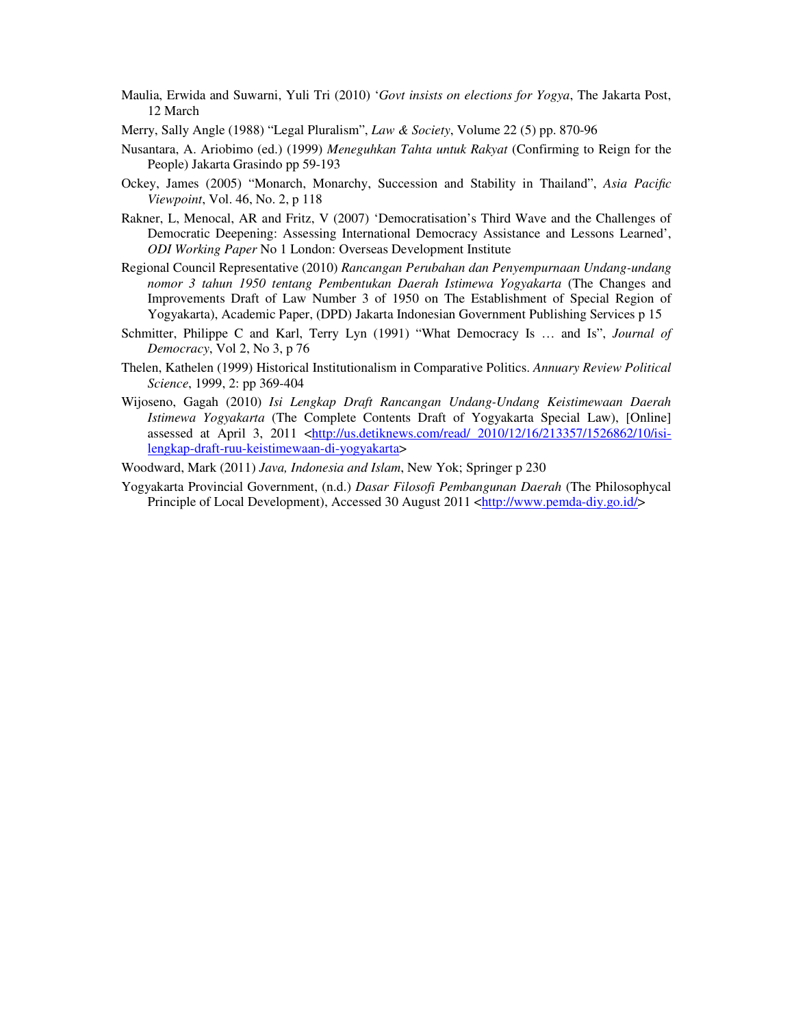Maulia, Erwida and Suwarni, Yuli Tri (2010) '*Govt insists on elections for Yogya*, The Jakarta Post, 12 March

Merry, Sally Angle (1988) "Legal Pluralism", *Law & Society*, Volume 22 (5) pp. 870-96

Nusantara, A. Ariobimo (ed.) (1999) *Meneguhkan Tahta untuk Rakyat* (Confirming to Reign for the People) Jakarta Grasindo pp 59-193

Ockey, James (2005) "Monarch, Monarchy, Succession and Stability in Thailand", *Asia Pacific Viewpoint*, Vol. 46, No. 2, p 118

Rakner, L, Menocal, AR and Fritz, V (2007) 'Democratisation's Third Wave and the Challenges of Democratic Deepening: Assessing International Democracy Assistance and Lessons Learned', *ODI Working Paper* No 1 London: Overseas Development Institute

Regional Council Representative (2010) *Rancangan Perubahan dan Penyempurnaan Undang-undang nomor 3 tahun 1950 tentang Pembentukan Daerah Istimewa Yogyakarta* (The Changes and Improvements Draft of Law Number 3 of 1950 on The Establishment of Special Region of Yogyakarta), Academic Paper, (DPD) Jakarta Indonesian Government Publishing Services p 15

Schmitter, Philippe C and Karl, Terry Lyn (1991) "What Democracy Is … and Is", *Journal of Democracy*, Vol 2, No 3, p 76

Thelen, Kathelen (1999) Historical Institutionalism in Comparative Politics. *Annuary Review Political Science*, 1999, 2: pp 369-404

Wijoseno, Gagah (2010) *Isi Lengkap Draft Rancangan Undang-Undang Keistimewaan Daerah Istimewa Yogyakarta* (The Complete Contents Draft of Yogyakarta Special Law), [Online] assessed at April 3, 2011 <http://us.detiknews.com/read/_2010/12/16/213357/1526862/10/isi-lengkap-draft-ruu-keistimewaan-di-yogyakarta>

Woodward, Mark (2011) *Java, Indonesia and Islam*, New Yok; Springer p 230

Yogyakarta Provincial Government, (n.d.) *Dasar Filosofi Pembangunan Daerah* (The Philosophycal Principle of Local Development), Accessed 30 August 2011 <http://www.pemda-diy.go.id/>